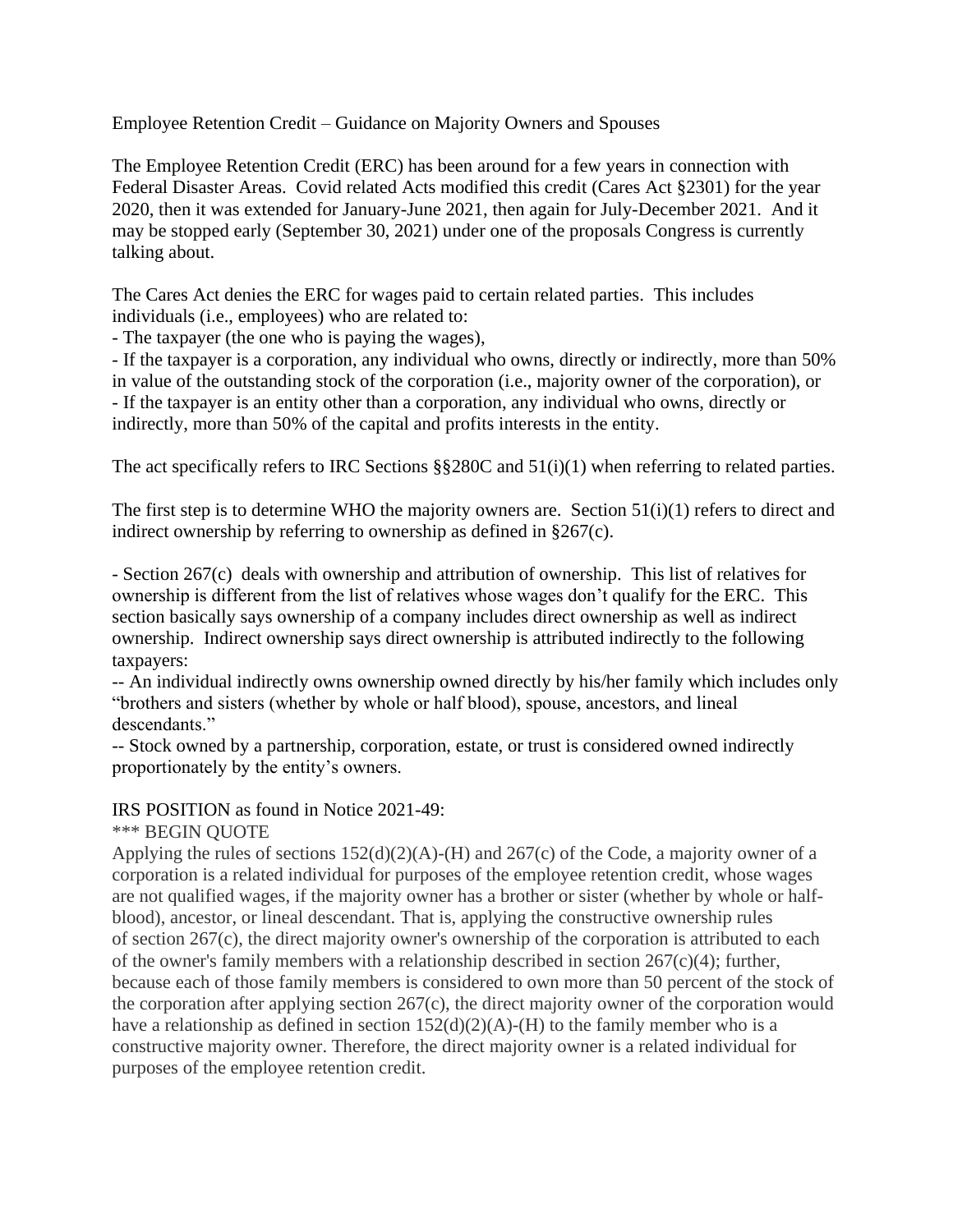# Employee Retention Credit – Guidance on Majority Owners and Spouses

The Employee Retention Credit (ERC) has been around for a few years in connection with Federal Disaster Areas. Covid related Acts modified this credit (Cares Act §2301) for the year 2020, then it was extended for January-June 2021, then again for July-December 2021. And it may be stopped early (September 30, 2021) under one of the proposals Congress is currently talking about.

The Cares Act denies the ERC for wages paid to certain related parties. This includes individuals (i.e., employees) who are related to:

- The taxpayer (the one who is paying the wages),
- If the taxpayer is a corporation, any individual who owns, directly or indirectly, more than 50% in value of the outstanding stock of the corporation (i.e., majority owner of the corporation), or
- If the taxpayer is an entity other than a corporation, any individual who owns, directly or indirectly, more than 50% of the capital and profits interests in the entity.

The act specifically refers to IRC Sections §§280C and 51(i)(1) when referring to related parties.

The first step is to determine WHO the majority owners are. Section 51(i)(1) refers to direct and indirect ownership by referring to ownership as defined in §267(c).

- Section 267(c) deals with ownership and attribution of ownership. This list of relatives for ownership is different from the list of relatives whose wages don't qualify for the ERC. This section basically says ownership of a company includes direct ownership as well as indirect ownership. Indirect ownership says direct ownership is attributed indirectly to the following taxpayers:
  - -- An individual indirectly owns ownership owned directly by his/her family which includes only "brothers and sisters (whether by whole or half blood), spouse, ancestors, and lineal descendants."
  - -- Stock owned by a partnership, corporation, estate, or trust is considered owned indirectly proportionately by the entity's owners.

IRS POSITION as found in Notice 2021-49:

*** BEGIN QUOTE

Applying the rules of sections 152(d)(2)(A)-(H) and 267(c) of the Code, a majority owner of a corporation is a related individual for purposes of the employee retention credit, whose wages are not qualified wages, if the majority owner has a brother or sister (whether by whole or half-blood), ancestor, or lineal descendant. That is, applying the constructive ownership rules of section 267(c), the direct majority owner's ownership of the corporation is attributed to each of the owner's family members with a relationship described in section 267(c)(4); further, because each of those family members is considered to own more than 50 percent of the stock of the corporation after applying section 267(c), the direct majority owner of the corporation would have a relationship as defined in section 152(d)(2)(A)-(H) to the family member who is a constructive majority owner. Therefore, the direct majority owner is a related individual for purposes of the employee retention credit.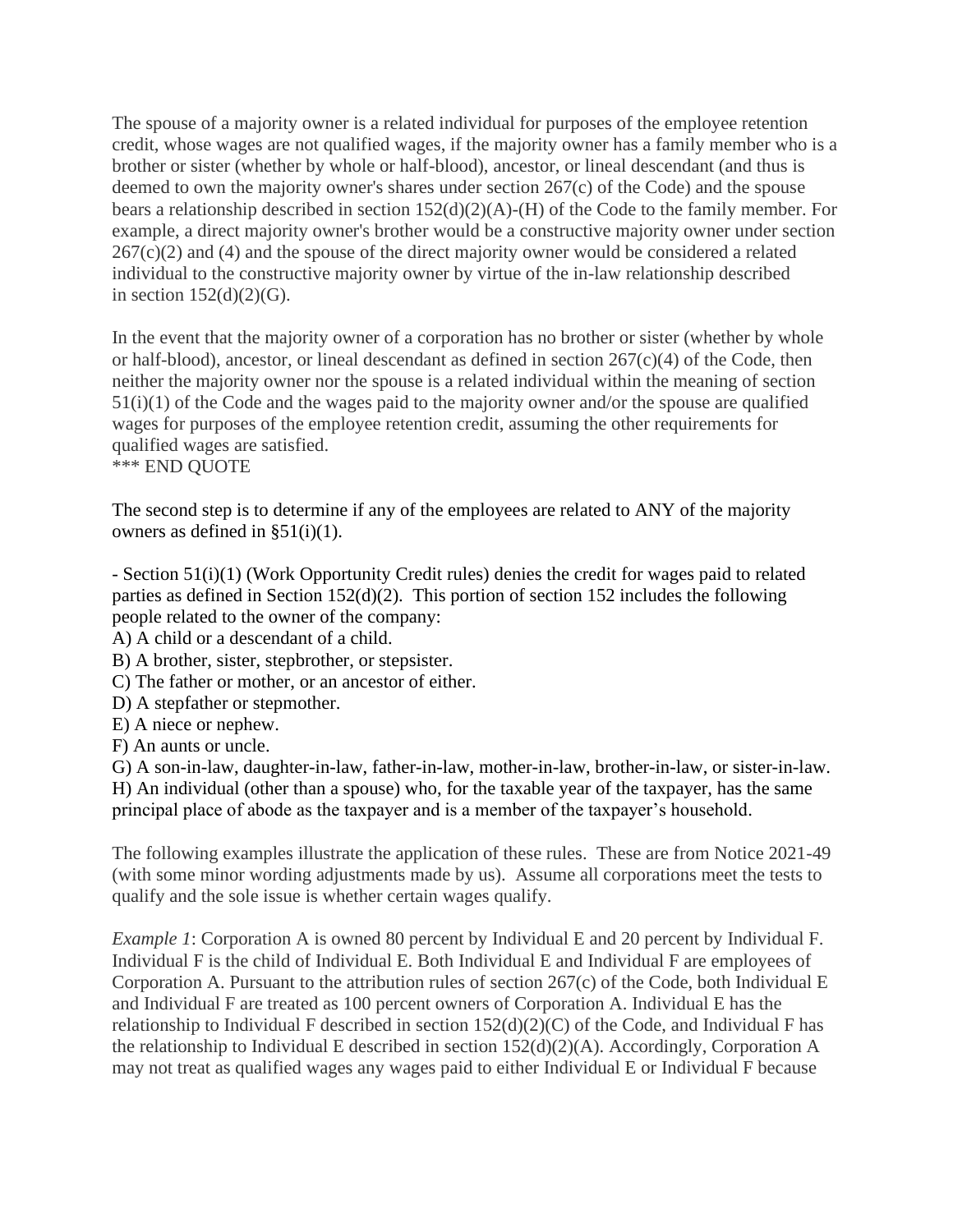The spouse of a majority owner is a related individual for purposes of the employee retention credit, whose wages are not qualified wages, if the majority owner has a family member who is a brother or sister (whether by whole or half-blood), ancestor, or lineal descendant (and thus is deemed to own the majority owner's shares under section 267(c) of the Code) and the spouse bears a relationship described in section 152(d)(2)(A)-(H) of the Code to the family member. For example, a direct majority owner's brother would be a constructive majority owner under section 267(c)(2) and (4) and the spouse of the direct majority owner would be considered a related individual to the constructive majority owner by virtue of the in-law relationship described in section 152(d)(2)(G).

In the event that the majority owner of a corporation has no brother or sister (whether by whole or half-blood), ancestor, or lineal descendant as defined in section 267(c)(4) of the Code, then neither the majority owner nor the spouse is a related individual within the meaning of section 51(i)(1) of the Code and the wages paid to the majority owner and/or the spouse are qualified wages for purposes of the employee retention credit, assuming the other requirements for qualified wages are satisfied.
*** END QUOTE

The second step is to determine if any of the employees are related to ANY of the majority owners as defined in §51(i)(1).

- Section 51(i)(1) (Work Opportunity Credit rules) denies the credit for wages paid to related parties as defined in Section 152(d)(2). This portion of section 152 includes the following people related to the owner of the company:

A) A child or a descendant of a child.
B) A brother, sister, stepbrother, or stepsister.
C) The father or mother, or an ancestor of either.
D) A stepfather or stepmother.
E) A niece or nephew.
F) An aunts or uncle.
G) A son-in-law, daughter-in-law, father-in-law, mother-in-law, brother-in-law, or sister-in-law.
H) An individual (other than a spouse) who, for the taxable year of the taxpayer, has the same principal place of abode as the taxpayer and is a member of the taxpayer's household.

The following examples illustrate the application of these rules. These are from Notice 2021-49 (with some minor wording adjustments made by us). Assume all corporations meet the tests to qualify and the sole issue is whether certain wages qualify.

*Example 1*: Corporation A is owned 80 percent by Individual E and 20 percent by Individual F. Individual F is the child of Individual E. Both Individual E and Individual F are employees of Corporation A. Pursuant to the attribution rules of section 267(c) of the Code, both Individual E and Individual F are treated as 100 percent owners of Corporation A. Individual E has the relationship to Individual F described in section 152(d)(2)(C) of the Code, and Individual F has the relationship to Individual E described in section 152(d)(2)(A). Accordingly, Corporation A may not treat as qualified wages any wages paid to either Individual E or Individual F because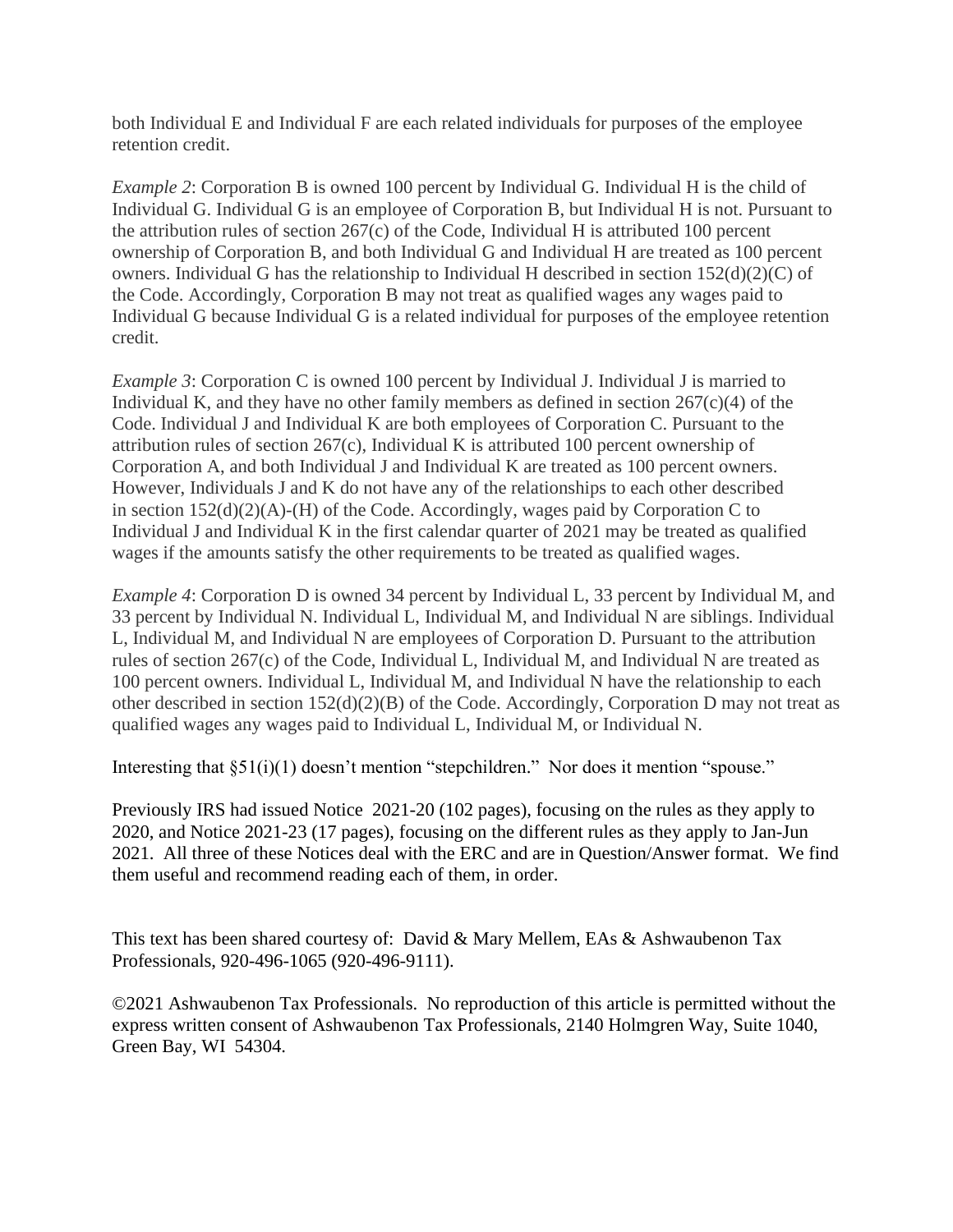both Individual E and Individual F are each related individuals for purposes of the employee retention credit.

*Example 2*: Corporation B is owned 100 percent by Individual G. Individual H is the child of Individual G. Individual G is an employee of Corporation B, but Individual H is not. Pursuant to the attribution rules of section 267(c) of the Code, Individual H is attributed 100 percent ownership of Corporation B, and both Individual G and Individual H are treated as 100 percent owners. Individual G has the relationship to Individual H described in section 152(d)(2)(C) of the Code. Accordingly, Corporation B may not treat as qualified wages any wages paid to Individual G because Individual G is a related individual for purposes of the employee retention credit.

*Example 3*: Corporation C is owned 100 percent by Individual J. Individual J is married to Individual K, and they have no other family members as defined in section 267(c)(4) of the Code. Individual J and Individual K are both employees of Corporation C. Pursuant to the attribution rules of section 267(c), Individual K is attributed 100 percent ownership of Corporation A, and both Individual J and Individual K are treated as 100 percent owners. However, Individuals J and K do not have any of the relationships to each other described in section 152(d)(2)(A)-(H) of the Code. Accordingly, wages paid by Corporation C to Individual J and Individual K in the first calendar quarter of 2021 may be treated as qualified wages if the amounts satisfy the other requirements to be treated as qualified wages.

*Example 4*: Corporation D is owned 34 percent by Individual L, 33 percent by Individual M, and 33 percent by Individual N. Individual L, Individual M, and Individual N are siblings. Individual L, Individual M, and Individual N are employees of Corporation D. Pursuant to the attribution rules of section 267(c) of the Code, Individual L, Individual M, and Individual N are treated as 100 percent owners. Individual L, Individual M, and Individual N have the relationship to each other described in section 152(d)(2)(B) of the Code. Accordingly, Corporation D may not treat as qualified wages any wages paid to Individual L, Individual M, or Individual N.

Interesting that §51(i)(1) doesn't mention "stepchildren." Nor does it mention "spouse."

Previously IRS had issued Notice 2021-20 (102 pages), focusing on the rules as they apply to 2020, and Notice 2021-23 (17 pages), focusing on the different rules as they apply to Jan-Jun 2021. All three of these Notices deal with the ERC and are in Question/Answer format. We find them useful and recommend reading each of them, in order.

This text has been shared courtesy of: David & Mary Mellem, EAs & Ashwaubenon Tax Professionals, 920-496-1065 (920-496-9111).

©2021 Ashwaubenon Tax Professionals. No reproduction of this article is permitted without the express written consent of Ashwaubenon Tax Professionals, 2140 Holmgren Way, Suite 1040, Green Bay, WI 54304.